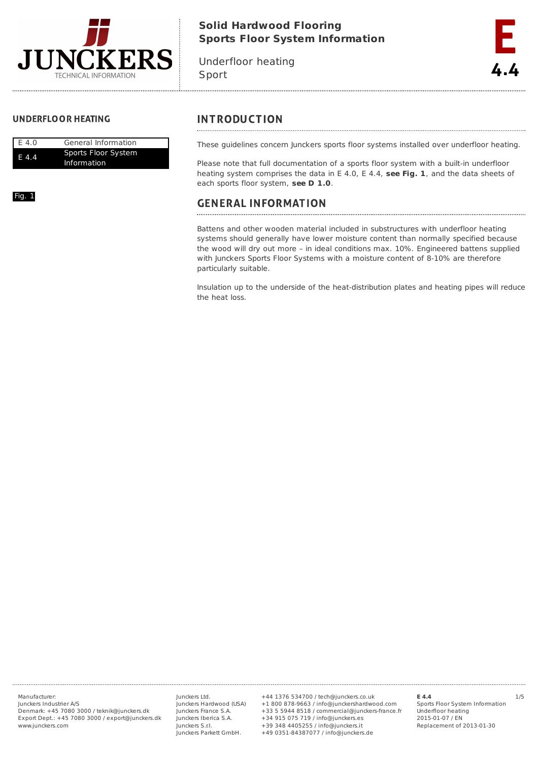# Solid Hardwood Flooring
# Sports Floor System Information

Underfloor heating
Sport

**E 4.4**

## UNDERFLOOR HEATING

| E 4.0 | General Information |
|---|---|
| E 4.4 | Sports Floor System Information |

Fig. 1

## INTRODUCTION

These guidelines concern Junckers sports floor systems installed over underfloor heating.

Please note that full documentation of a sports floor system with a built-in underfloor heating system comprises the data in E 4.0, E 4.4, **see Fig. 1**, and the data sheets of each sports floor system, **see D 1.0**.

## GENERAL INFORMATION

Battens and other wooden material included in substructures with underfloor heating systems should generally have lower moisture content than normally specified because the wood will dry out more – in ideal conditions max. 10%. Engineered battens supplied with Junckers Sports Floor Systems with a moisture content of 8-10% are therefore particularly suitable.

Insulation up to the underside of the heat-distribution plates and heating pipes will reduce the heat loss.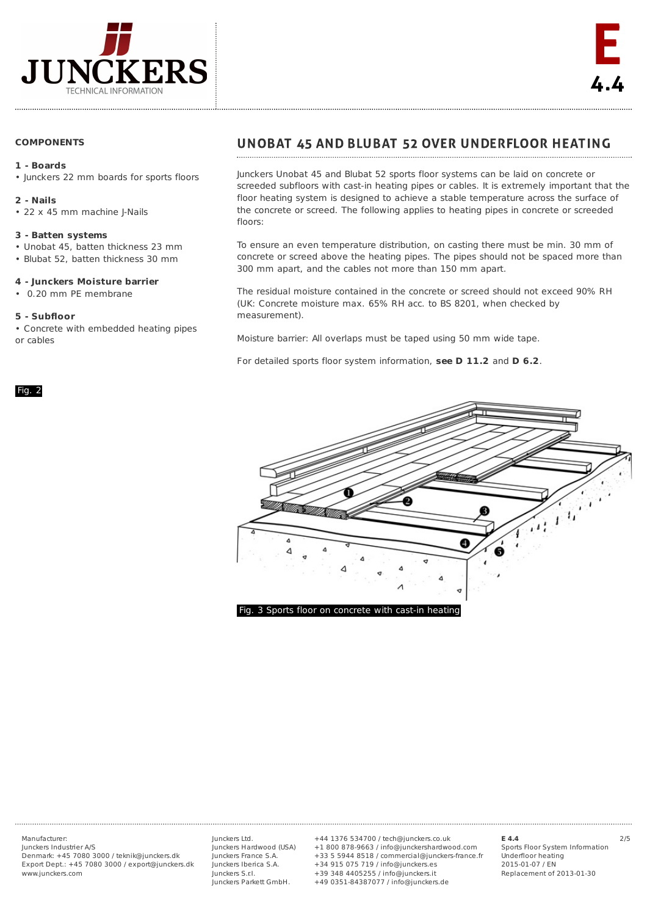## COMPONENTS

**1 - Boards**
- Junckers 22 mm boards for sports floors

**2 - Nails**
- 22 x 45 mm machine J-Nails

**3 - Batten systems**
- Unobat 45, batten thickness 23 mm
- Blubat 52, batten thickness 30 mm

**4 - Junckers Moisture barrier**
- 0.20 mm PE membrane

**5 - Subfloor**
- Concrete with embedded heating pipes or cables

Fig. 2

# UNOBAT 45 AND BLUBAT 52 OVER UNDERFLOOR HEATING

Junckers Unobat 45 and Blubat 52 sports floor systems can be laid on concrete or screeded subfloors with cast-in heating pipes or cables. It is extremely important that the floor heating system is designed to achieve a stable temperature across the surface of the concrete or screed. The following applies to heating pipes in concrete or screeded floors:

To ensure an even temperature distribution, on casting there must be min. 30 mm of concrete or screed above the heating pipes. The pipes should not be spaced more than 300 mm apart, and the cables not more than 150 mm apart.

The residual moisture contained in the concrete or screed should not exceed 90% RH (UK: Concrete moisture max. 65% RH acc. to BS 8201, when checked by measurement).

Moisture barrier: All overlaps must be taped using 50 mm wide tape.

For detailed sports floor system information, **see D 11.2** and **D 6.2**.

Fig. 3 Sports floor on concrete with cast-in heating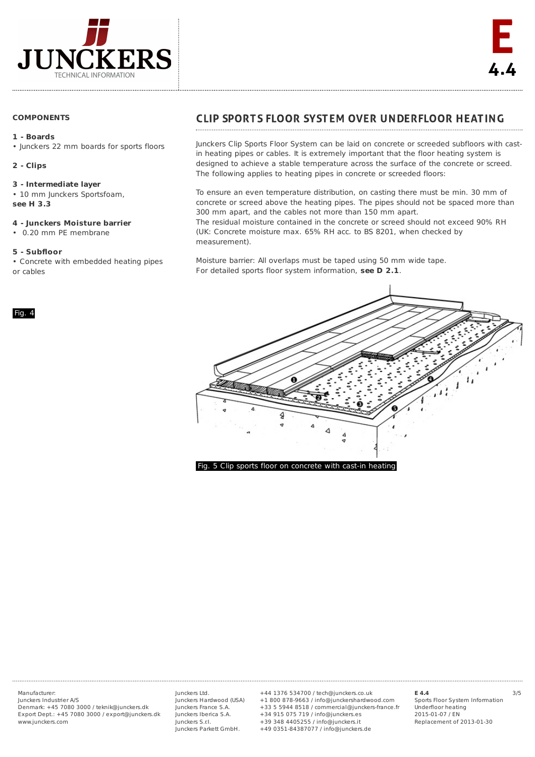## COMPONENTS

**1 - Boards**
- Junckers 22 mm boards for sports floors

**2 - Clips**

**3 - Intermediate layer**
- 10 mm Junckers Sportsfoam, **see H 3.3**

**4 - Junckers Moisture barrier**
- 0.20 mm PE membrane

**5 - Subfloor**
- Concrete with embedded heating pipes or cables

Fig. 4

# CLIP SPORTS FLOOR SYSTEM OVER UNDERFLOOR HEATING

Junckers Clip Sports Floor System can be laid on concrete or screeded subfloors with cast-in heating pipes or cables. It is extremely important that the floor heating system is designed to achieve a stable temperature across the surface of the concrete or screed. The following applies to heating pipes in concrete or screeded floors:

To ensure an even temperature distribution, on casting there must be min. 30 mm of concrete or screed above the heating pipes. The pipes should not be spaced more than 300 mm apart, and the cables not more than 150 mm apart.
The residual moisture contained in the concrete or screed should not exceed 90% RH (UK: Concrete moisture max. 65% RH acc. to BS 8201, when checked by measurement).

Moisture barrier: All overlaps must be taped using 50 mm wide tape.
For detailed sports floor system information, **see D 2.1**.

Fig. 5 Clip sports floor on concrete with cast-in heating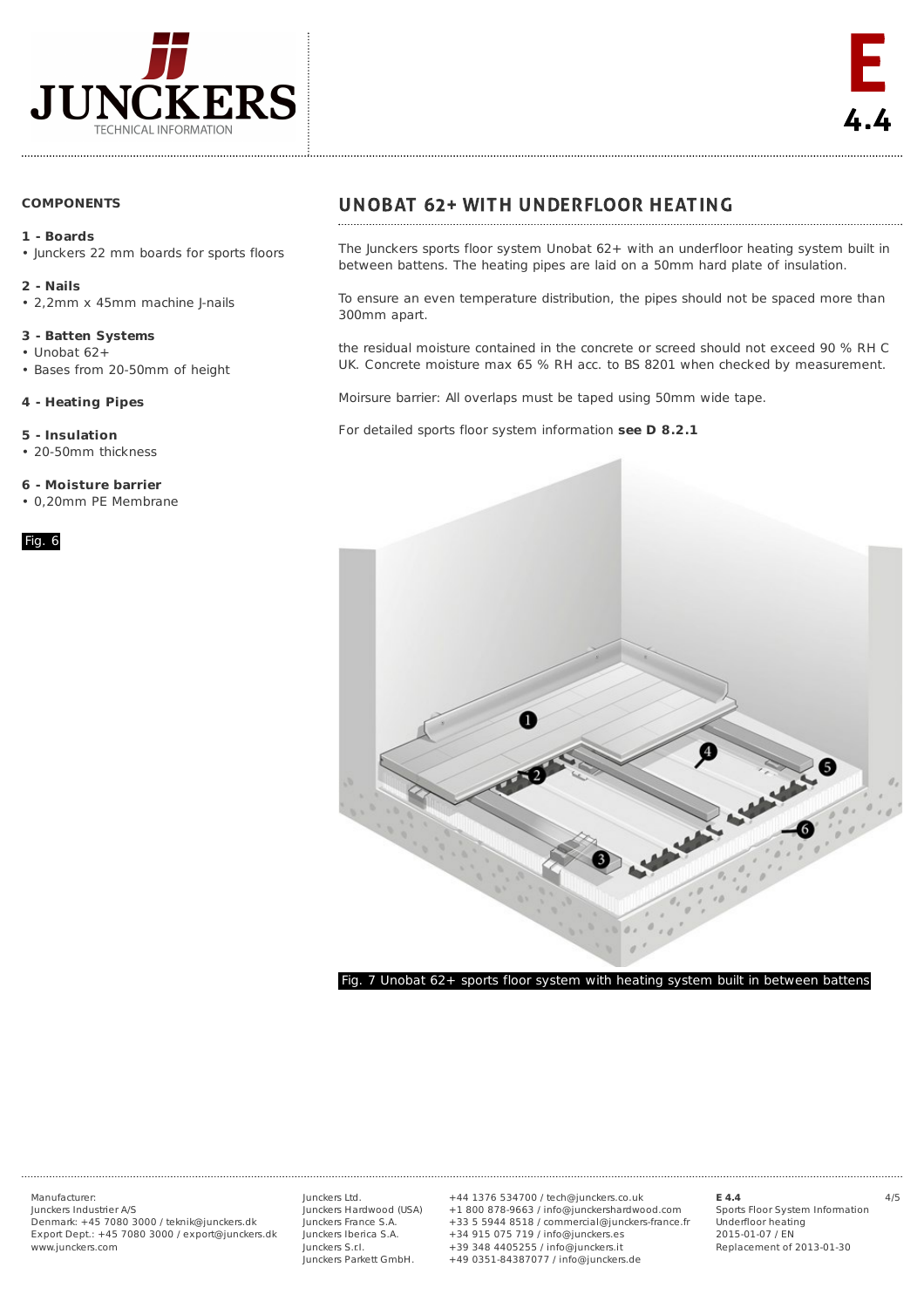## COMPONENTS

**1 - Boards**
- Junckers 22 mm boards for sports floors

**2 - Nails**
- 2,2mm x 45mm machine J-nails

**3 - Batten Systems**
- Unobat 62+
- Bases from 20-50mm of height

**4 - Heating Pipes**

**5 - Insulation**
- 20-50mm thickness

**6 - Moisture barrier**
- 0,20mm PE Membrane

Fig. 6

# UNOBAT 62+ WITH UNDERFLOOR HEATING

The Junckers sports floor system Unobat 62+ with an underfloor heating system built in between battens. The heating pipes are laid on a 50mm hard plate of insulation.

To ensure an even temperature distribution, the pipes should not be spaced more than 300mm apart.

the residual moisture contained in the concrete or screed should not exceed 90 % RH C UK. Concrete moisture max 65 % RH acc. to BS 8201 when checked by measurement.

Moirsure barrier: All overlaps must be taped using 50mm wide tape.

For detailed sports floor system information **see D 8.2.1**

Fig. 7 Unobat 62+ sports floor system with heating system built in between battens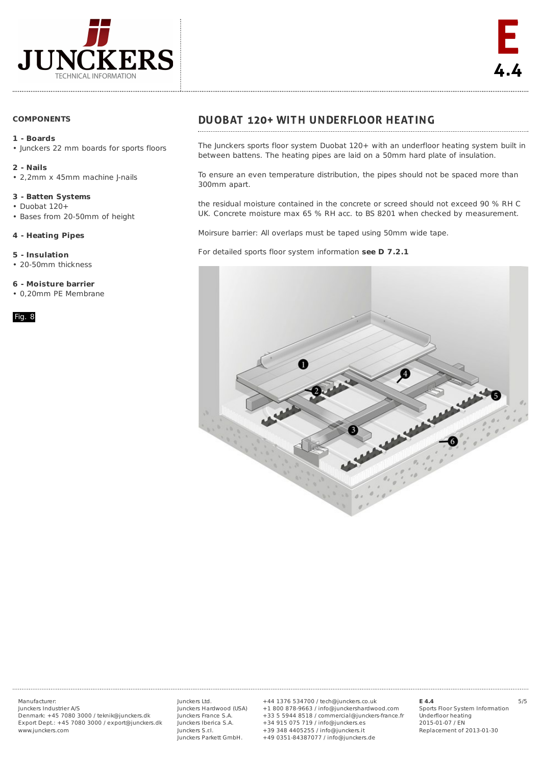## COMPONENTS

**1 - Boards**
- Junckers 22 mm boards for sports floors

**2 - Nails**
- 2,2mm x 45mm machine J-nails

**3 - Batten Systems**
- Duobat 120+
- Bases from 20-50mm of height

**4 - Heating Pipes**

**5 - Insulation**
- 20-50mm thickness

**6 - Moisture barrier**
- 0,20mm PE Membrane

Fig. 8

## DUOBAT 120+ WITH UNDERFLOOR HEATING

The Junckers sports floor system Duobat 120+ with an underfloor heating system built in between battens. The heating pipes are laid on a 50mm hard plate of insulation.

To ensure an even temperature distribution, the pipes should not be spaced more than 300mm apart.

the residual moisture contained in the concrete or screed should not exceed 90 % RH C UK. Concrete moisture max 65 % RH acc. to BS 8201 when checked by measurement.

Moirsure barrier: All overlaps must be taped using 50mm wide tape.

For detailed sports floor system information **see D 7.2.1**